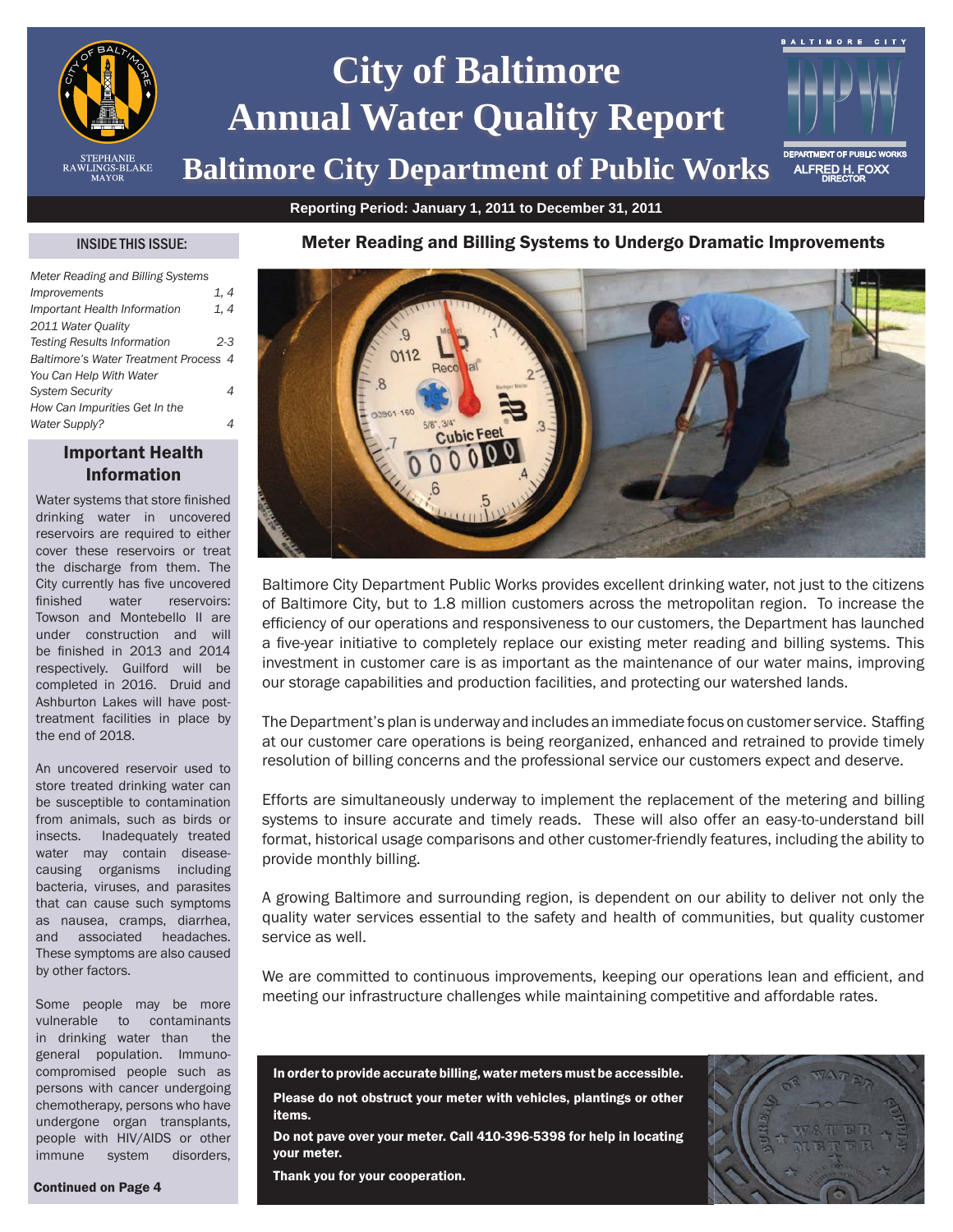# City of Baltimore Annual Water Quality Report

## Baltimore City Department of Public Works

STEPHANIE RAWLINGS-BLAKE
MAYOR

BALTIMORE CITY DPW
DEPARTMENT OF PUBLIC WORKS
ALFRED H. FOXX
DIRECTOR

**Reporting Period: January 1, 2011 to December 31, 2011**

### INSIDE THIS ISSUE:

| | |
|---|---|
| *Meter Reading and Billing Systems Improvements* | *1, 4* |
| *Important Health Information* | *1, 4* |
| *2011 Water Quality Testing Results Information* | *2-3* |
| *Baltimore's Water Treatment Process* | *4* |
| *You Can Help With Water System Security* | *4* |
| *How Can Impurities Get In the Water Supply?* | *4* |

### Important Health Information

Water systems that store finished drinking water in uncovered reservoirs are required to either cover these reservoirs or treat the discharge from them. The City currently has five uncovered finished water reservoirs: Towson and Montebello II are under construction and will be finished in 2013 and 2014 respectively. Guilford will be completed in 2016. Druid and Ashburton Lakes will have post-treatment facilities in place by the end of 2018.

An uncovered reservoir used to store treated drinking water can be susceptible to contamination from animals, such as birds or insects. Inadequately treated water may contain disease-causing organisms including bacteria, viruses, and parasites that can cause such symptoms as nausea, cramps, diarrhea, and associated headaches. These symptoms are also caused by other factors.

Some people may be more vulnerable to contaminants in drinking water than the general population. Immuno-compromised people such as persons with cancer undergoing chemotherapy, persons who have undergone organ transplants, people with HIV/AIDS or other immune system disorders,

**Continued on Page 4**

## Meter Reading and Billing Systems to Undergo Dramatic Improvements

Baltimore City Department Public Works provides excellent drinking water, not just to the citizens of Baltimore City, but to 1.8 million customers across the metropolitan region. To increase the efficiency of our operations and responsiveness to our customers, the Department has launched a five-year initiative to completely replace our existing meter reading and billing systems. This investment in customer care is as important as the maintenance of our water mains, improving our storage capabilities and production facilities, and protecting our watershed lands.

The Department's plan is underway and includes an immediate focus on customer service. Staffing at our customer care operations is being reorganized, enhanced and retrained to provide timely resolution of billing concerns and the professional service our customers expect and deserve.

Efforts are simultaneously underway to implement the replacement of the metering and billing systems to insure accurate and timely reads. These will also offer an easy-to-understand bill format, historical usage comparisons and other customer-friendly features, including the ability to provide monthly billing.

A growing Baltimore and surrounding region, is dependent on our ability to deliver not only the quality water services essential to the safety and health of communities, but quality customer service as well.

We are committed to continuous improvements, keeping our operations lean and efficient, and meeting our infrastructure challenges while maintaining competitive and affordable rates.

**In order to provide accurate billing, water meters must be accessible.**

**Please do not obstruct your meter with vehicles, plantings or other items.**

**Do not pave over your meter. Call 410-396-5398 for help in locating your meter.**

**Thank you for your cooperation.**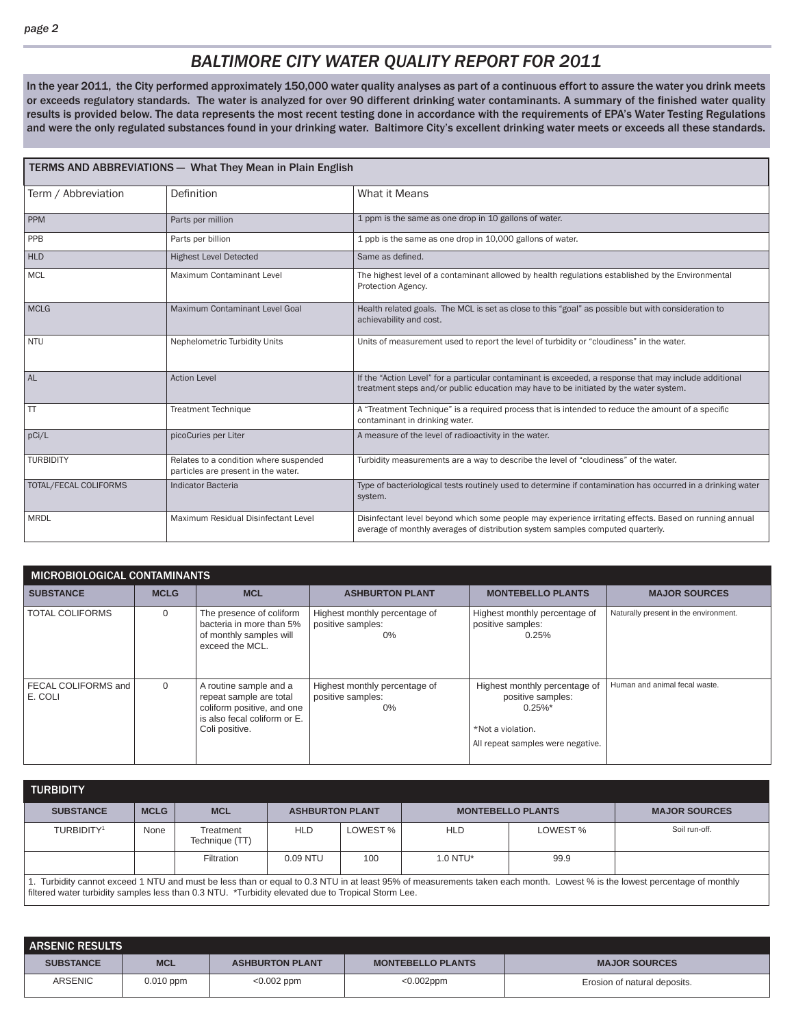# BALTIMORE CITY WATER QUALITY REPORT FOR 2011

**In the year 2011, the City performed approximately 150,000 water quality analyses as part of a continuous effort to assure the water you drink meets or exceeds regulatory standards. The water is analyzed for over 90 different drinking water contaminants. A summary of the finished water quality results is provided below. The data represents the most recent testing done in accordance with the requirements of EPA's Water Testing Regulations and were the only regulated substances found in your drinking water. Baltimore City's excellent drinking water meets or exceeds all these standards.**

## TERMS AND ABBREVIATIONS — What They Mean in Plain English

| Term / Abbreviation | Definition | What it Means |
|---|---|---|
| PPM | Parts per million | 1 ppm is the same as one drop in 10 gallons of water. |
| PPB | Parts per billion | 1 ppb is the same as one drop in 10,000 gallons of water. |
| HLD | Highest Level Detected | Same as defined. |
| MCL | Maximum Contaminant Level | The highest level of a contaminant allowed by health regulations established by the Environmental Protection Agency. |
| MCLG | Maximum Contaminant Level Goal | Health related goals. The MCL is set as close to this "goal" as possible but with consideration to achievability and cost. |
| NTU | Nephelometric Turbidity Units | Units of measurement used to report the level of turbidity or "cloudiness" in the water. |
| AL | Action Level | If the "Action Level" for a particular contaminant is exceeded, a response that may include additional treatment steps and/or public education may have to be initiated by the water system. |
| TT | Treatment Technique | A "Treatment Technique" is a required process that is intended to reduce the amount of a specific contaminant in drinking water. |
| pCi/L | picoCuries per Liter | A measure of the level of radioactivity in the water. |
| TURBIDITY | Relates to a condition where suspended particles are present in the water. | Turbidity measurements are a way to describe the level of "cloudiness" of the water. |
| TOTAL/FECAL COLIFORMS | Indicator Bacteria | Type of bacteriological tests routinely used to determine if contamination has occurred in a drinking water system. |
| MRDL | Maximum Residual Disinfectant Level | Disinfectant level beyond which some people may experience irritating effects. Based on running annual average of monthly averages of distribution system samples computed quarterly. |

## MICROBIOLOGICAL CONTAMINANTS

| SUBSTANCE | MCLG | MCL | ASHBURTON PLANT | MONTEBELLO PLANTS | MAJOR SOURCES |
|---|---|---|---|---|---|
| TOTAL COLIFORMS | 0 | The presence of coliform bacteria in more than 5% of monthly samples will exceed the MCL. | Highest monthly percentage of positive samples: 0% | Highest monthly percentage of positive samples: 0.25% | Naturally present in the environment. |
| FECAL COLIFORMS and E. COLI | 0 | A routine sample and a repeat sample are total coliform positive, and one is also fecal coliform or E. Coli positive. | Highest monthly percentage of positive samples: 0% | Highest monthly percentage of positive samples: 0.25%* *Not a violation. All repeat samples were negative. | Human and animal fecal waste. |

## TURBIDITY

| SUBSTANCE | MCLG | MCL | ASHBURTON PLANT | | MONTEBELLO PLANTS | | MAJOR SOURCES |
|---|---|---|---|---|---|---|---|
| TURBIDITY[1] | None | Treatment Technique (TT) | HLD | LOWEST % | HLD | LOWEST % | Soil run-off. |
| | | Filtration | 0.09 NTU | 100 | 1.0 NTU* | 99.9 | |

1. Turbidity cannot exceed 1 NTU and must be less than or equal to 0.3 NTU in at least 95% of measurements taken each month. Lowest % is the lowest percentage of monthly filtered water turbidity samples less than 0.3 NTU. *Turbidity elevated due to Tropical Storm Lee.

## ARSENIC RESULTS

| SUBSTANCE | MCL | ASHBURTON PLANT | MONTEBELLO PLANTS | MAJOR SOURCES |
|---|---|---|---|---|
| ARSENIC | 0.010 ppm | <0.002 ppm | <0.002ppm | Erosion of natural deposits. |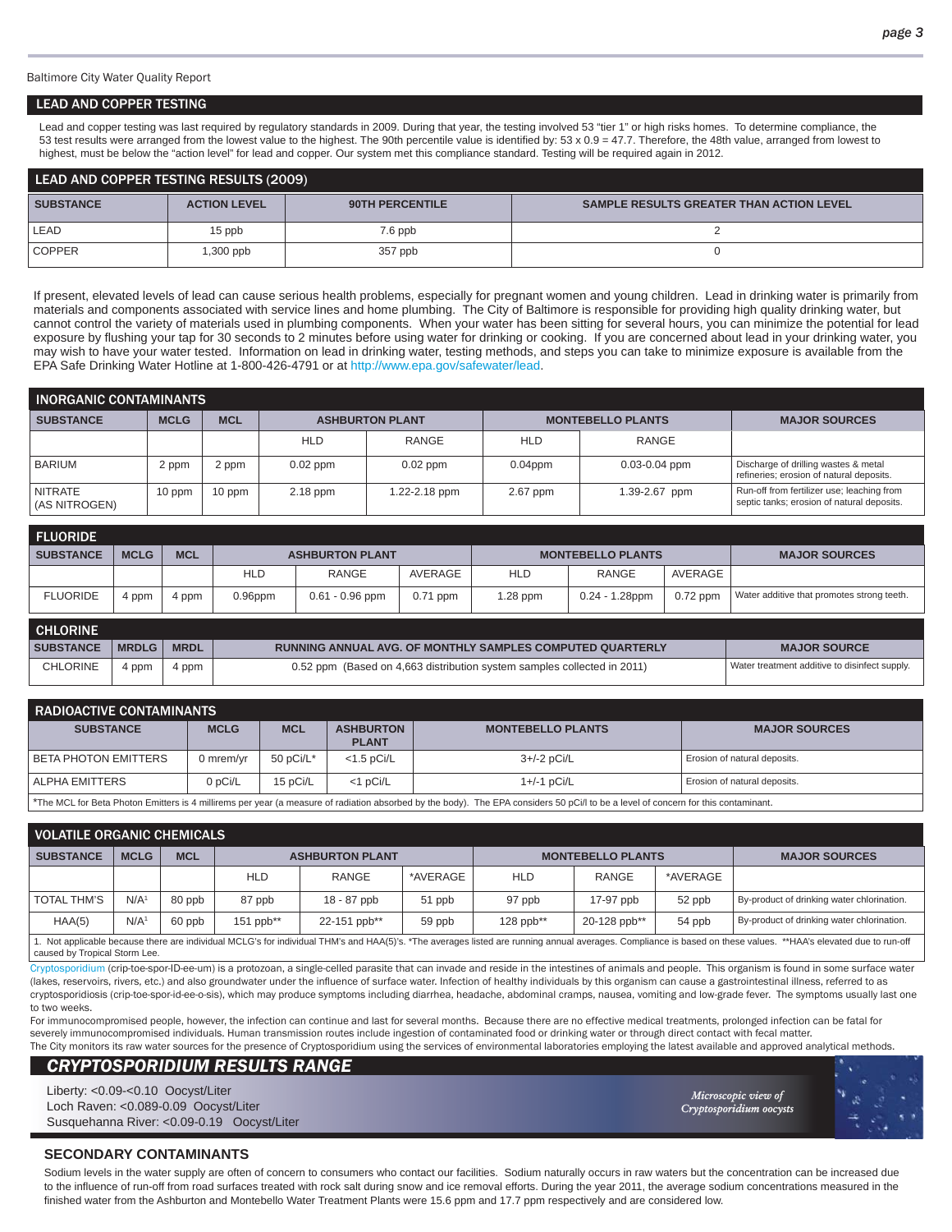Baltimore City Water Quality Report

## LEAD AND COPPER TESTING

Lead and copper testing was last required by regulatory standards in 2009. During that year, the testing involved 53 "tier 1" or high risks homes. To determine compliance, the 53 test results were arranged from the lowest value to the highest. The 90th percentile value is identified by: 53 x 0.9 = 47.7. Therefore, the 48th value, arranged from lowest to highest, must be below the "action level" for lead and copper. Our system met this compliance standard. Testing will be required again in 2012.

## LEAD AND COPPER TESTING RESULTS (2009)

| SUBSTANCE | ACTION LEVEL | 90TH PERCENTILE | SAMPLE RESULTS GREATER THAN ACTION LEVEL |
|---|---|---|---|
| LEAD | 15 ppb | 7.6 ppb | 2 |
| COPPER | 1,300 ppb | 357 ppb | 0 |

If present, elevated levels of lead can cause serious health problems, especially for pregnant women and young children. Lead in drinking water is primarily from materials and components associated with service lines and home plumbing. The City of Baltimore is responsible for providing high quality drinking water, but cannot control the variety of materials used in plumbing components. When your water has been sitting for several hours, you can minimize the potential for lead exposure by flushing your tap for 30 seconds to 2 minutes before using water for drinking or cooking. If you are concerned about lead in your drinking water, you may wish to have your water tested. Information on lead in drinking water, testing methods, and steps you can take to minimize exposure is available from the EPA Safe Drinking Water Hotline at 1-800-426-4791 or at http://www.epa.gov/safewater/lead.

## INORGANIC CONTAMINANTS

| SUBSTANCE | MCLG | MCL | ASHBURTON PLANT | | MONTEBELLO PLANTS | | MAJOR SOURCES |
|---|---|---|---|---|---|---|---|
| | | | HLD | RANGE | HLD | RANGE | |
| BARIUM | 2 ppm | 2 ppm | 0.02 ppm | 0.02 ppm | 0.04ppm | 0.03-0.04 ppm | Discharge of drilling wastes & metal refineries; erosion of natural deposits. |
| NITRATE (AS NITROGEN) | 10 ppm | 10 ppm | 2.18 ppm | 1.22-2.18 ppm | 2.67 ppm | 1.39-2.67 ppm | Run-off from fertilizer use; leaching from septic tanks; erosion of natural deposits. |

## FLUORIDE

| SUBSTANCE | MCLG | MCL | ASHBURTON PLANT | | | MONTEBELLO PLANTS | | | MAJOR SOURCES |
|---|---|---|---|---|---|---|---|---|---|
| | | | HLD | RANGE | AVERAGE | HLD | RANGE | AVERAGE | |
| FLUORIDE | 4 ppm | 4 ppm | 0.96ppm | 0.61 - 0.96 ppm | 0.71 ppm | 1.28 ppm | 0.24 - 1.28ppm | 0.72 ppm | Water additive that promotes strong teeth. |

## CHLORINE

| SUBSTANCE | MRDLG | MRDL | RUNNING ANNUAL AVG. OF MONTHLY SAMPLES COMPUTED QUARTERLY | MAJOR SOURCE |
|---|---|---|---|---|
| CHLORINE | 4 ppm | 4 ppm | 0.52 ppm (Based on 4,663 distribution system samples collected in 2011) | Water treatment additive to disinfect supply. |

## RADIOACTIVE CONTAMINANTS

| SUBSTANCE | MCLG | MCL | ASHBURTON PLANT | MONTEBELLO PLANTS | MAJOR SOURCES |
|---|---|---|---|---|---|
| BETA PHOTON EMITTERS | 0 mrem/yr | 50 pCi/L* | <1.5 pCi/L | 3+/-2 pCi/L | Erosion of natural deposits. |
| ALPHA EMITTERS | 0 pCi/L | 15 pCi/L | <1 pCi/L | 1+/-1 pCi/L | Erosion of natural deposits. |

*The MCL for Beta Photon Emitters is 4 millirems per year (a measure of radiation absorbed by the body). The EPA considers 50 pCi/l to be a level of concern for this contaminant.

## VOLATILE ORGANIC CHEMICALS

| SUBSTANCE | MCLG | MCL | ASHBURTON PLANT | | | MONTEBELLO PLANTS | | | MAJOR SOURCES |
|---|---|---|---|---|---|---|---|---|---|
| | | | HLD | RANGE | *AVERAGE | HLD | RANGE | *AVERAGE | |
| TOTAL THM'S | N/A[1] | 80 ppb | 87 ppb | 18 - 87 ppb | 51 ppb | 97 ppb | 17-97 ppb | 52 ppb | By-product of drinking water chlorination. |
| HAA(5) | N/A[1] | 60 ppb | 151 ppb** | 22-151 ppb** | 59 ppb | 128 ppb** | 20-128 ppb** | 54 ppb | By-product of drinking water chlorination. |

1. Not applicable because there are individual MCLG's for individual THM's and HAA(5)'s. *The averages listed are running annual averages. Compliance is based on these values. **HAA's elevated due to run-off caused by Tropical Storm Lee.

Cryptosporidium (crip-toe-spor-ID-ee-um) is a protozoan, a single-celled parasite that can invade and reside in the intestines of animals and people. This organism is found in some surface water (lakes, reservoirs, rivers, etc.) and also groundwater under the influence of surface water. Infection of healthy individuals by this organism can cause a gastrointestinal illness, referred to as cryptosporidiosis (crip-toe-spor-id-ee-o-sis), which may produce symptoms including diarrhea, headache, abdominal cramps, nausea, vomiting and low-grade fever. The symptoms usually last one to two weeks.

For immunocompromised people, however, the infection can continue and last for several months. Because there are no effective medical treatments, prolonged infection can be fatal for severely immunocompromised individuals. Human transmission routes include ingestion of contaminated food or drinking water or through direct contact with fecal matter.

The City monitors its raw water sources for the presence of Cryptosporidium using the services of environmental laboratories employing the latest available and approved analytical methods.

## *CRYPTOSPORIDIUM RESULTS RANGE*

Liberty: <0.09-<0.10 Oocyst/Liter
Loch Raven: <0.089-0.09 Oocyst/Liter
Susquehanna River: <0.09-0.19 Oocyst/Liter

*Microscopic view of Cryptosporidium oocysts*

## SECONDARY CONTAMINANTS

Sodium levels in the water supply are often of concern to consumers who contact our facilities. Sodium naturally occurs in raw waters but the concentration can be increased due to the influence of run-off from road surfaces treated with rock salt during snow and ice removal efforts. During the year 2011, the average sodium concentrations measured in the finished water from the Ashburton and Montebello Water Treatment Plants were 15.6 ppm and 17.7 ppm respectively and are considered low.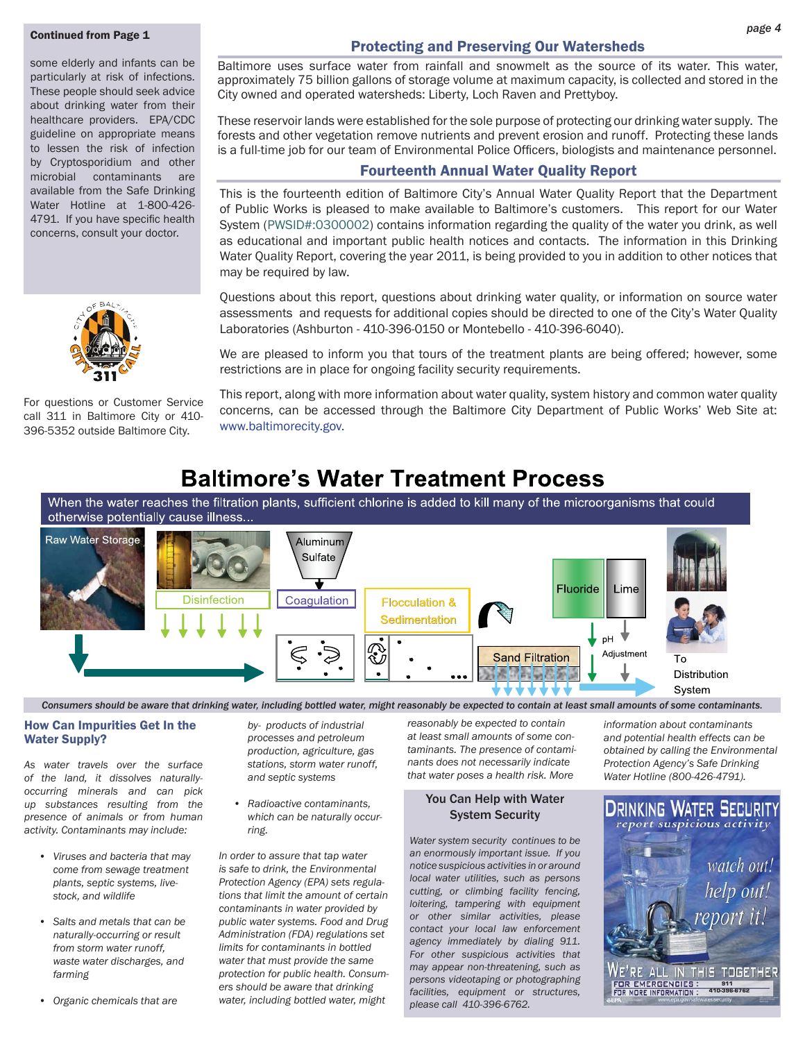**Continued from Page 1**

some elderly and infants can be particularly at risk of infections. These people should seek advice about drinking water from their healthcare providers. EPA/CDC guideline on appropriate means to lessen the risk of infection by Cryptosporidium and other microbial contaminants are available from the Safe Drinking Water Hotline at 1-800-426-4791. If you have specific health concerns, consult your doctor.

For questions or Customer Service call 311 in Baltimore City or 410-396-5352 outside Baltimore City.

## Protecting and Preserving Our Watersheds

Baltimore uses surface water from rainfall and snowmelt as the source of its water. This water, approximately 75 billion gallons of storage volume at maximum capacity, is collected and stored in the City owned and operated watersheds: Liberty, Loch Raven and Prettyboy.

These reservoir lands were established for the sole purpose of protecting our drinking water supply. The forests and other vegetation remove nutrients and prevent erosion and runoff. Protecting these lands is a full-time job for our team of Environmental Police Officers, biologists and maintenance personnel.

## Fourteenth Annual Water Quality Report

This is the fourteenth edition of Baltimore City's Annual Water Quality Report that the Department of Public Works is pleased to make available to Baltimore's customers. This report for our Water System (PWSID#:0300002) contains information regarding the quality of the water you drink, as well as educational and important public health notices and contacts. The information in this Drinking Water Quality Report, covering the year 2011, is being provided to you in addition to other notices that may be required by law.

Questions about this report, questions about drinking water quality, or information on source water assessments and requests for additional copies should be directed to one of the City's Water Quality Laboratories (Ashburton - 410-396-0150 or Montebello - 410-396-6040).

We are pleased to inform you that tours of the treatment plants are being offered; however, some restrictions are in place for ongoing facility security requirements.

This report, along with more information about water quality, system history and common water quality concerns, can be accessed through the Baltimore City Department of Public Works' Web Site at: www.baltimorecity.gov.

# Baltimore's Water Treatment Process

When the water reaches the filtration plants, sufficient chlorine is added to kill many of the microorganisms that could otherwise potentially cause illness...

Raw Water Storage

Disinfection

Aluminum Sulfate

Coagulation

Flocculation & Sedimentation

Sand Filtration

Fluoride

Lime

pH Adjustment

To Distribution System

*Consumers should be aware that drinking water, including bottled water, might reasonably be expected to contain at least small amounts of some contaminants.*

### How Can Impurities Get In the Water Supply?

*As water travels over the surface of the land, it dissolves naturally-occurring minerals and can pick up substances resulting from the presence of animals or from human activity. Contaminants may include:*

- *Viruses and bacteria that may come from sewage treatment plants, septic systems, livestock, and wildlife*
- *Salts and metals that can be naturally-occurring or result from storm water runoff, waste water discharges, and farming*
- *Organic chemicals that are by- products of industrial processes and petroleum production, agriculture, gas stations, storm water runoff, and septic systems*
- *Radioactive contaminants, which can be naturally occurring.*

*In order to assure that tap water is safe to drink, the Environmental Protection Agency (EPA) sets regulations that limit the amount of certain contaminants in water provided by public water systems. Food and Drug Administration (FDA) regulations set limits for contaminants in bottled water that must provide the same protection for public health. Consumers should be aware that drinking water, including bottled water, might reasonably be expected to contain at least small amounts of some contaminants. The presence of contaminants does not necessarily indicate that water poses a health risk. More information about contaminants and potential health effects can be obtained by calling the Environmental Protection Agency's Safe Drinking Water Hotline (800-426-4791).*

### You Can Help with Water System Security

*Water system security continues to be an enormously important issue. If you notice suspicious activities in or around local water utilities, such as persons cutting, or climbing facility fencing, loitering, tampering with equipment or other similar activities, please contact your local law enforcement agency immediately by dialing 911. For other suspicious activities that may appear non-threatening, such as persons videotaping or photographing facilities, equipment or structures, please call 410-396-6762.*

DRINKING WATER SECURITY
report suspicious activity
watch out!
help out!
report it!
WE'RE ALL IN THIS TOGETHER
FOR EMERGENCIES: 911
FOR MORE INFORMATION: 410-396-6762